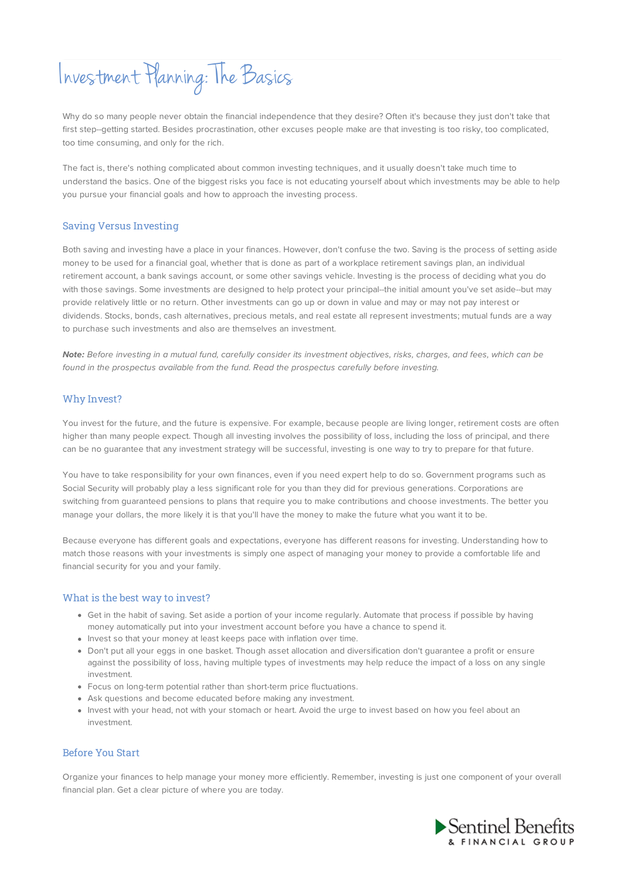# Investment Planning: The Basics

Why do so many people never obtain the financial independence that they desire? Often it's because they just don't take that first step--getting started. Besides procrastination, other excuses people make are that investing is too risky, too complicated, too time consuming, and only for the rich.

The fact is, there's nothing complicated about common investing techniques, and it usually doesn't take much time to understand the basics. One of the biggest risks you face is not educating yourself about which investments may be able to help you pursue your financial goals and how to approach the investing process.

## Saving Versus Investing

Both saving and investing have a place in your finances. However, don't confuse the two. Saving is the process of setting aside money to be used for a financial goal, whether that is done as part of a workplace retirement savings plan, an individual retirement account, a bank savings account, or some other savings vehicle. Investing is the process of deciding what you do with those savings. Some investments are designed to help protect your principal--the initial amount you've set aside--but may provide relatively little or no return. Other investments can go up or down in value and may or may not pay interest or dividends. Stocks, bonds, cash alternatives, precious metals, and real estate all represent investments; mutual funds are a way to purchase such investments and also are themselves an investment.

***Note:*** *Before investing in a mutual fund, carefully consider its investment objectives, risks, charges, and fees, which can be found in the prospectus available from the fund. Read the prospectus carefully before investing.*

## Why Invest?

You invest for the future, and the future is expensive. For example, because people are living longer, retirement costs are often higher than many people expect. Though all investing involves the possibility of loss, including the loss of principal, and there can be no guarantee that any investment strategy will be successful, investing is one way to try to prepare for that future.

You have to take responsibility for your own finances, even if you need expert help to do so. Government programs such as Social Security will probably play a less significant role for you than they did for previous generations. Corporations are switching from guaranteed pensions to plans that require you to make contributions and choose investments. The better you manage your dollars, the more likely it is that you'll have the money to make the future what you want it to be.

Because everyone has different goals and expectations, everyone has different reasons for investing. Understanding how to match those reasons with your investments is simply one aspect of managing your money to provide a comfortable life and financial security for you and your family.

## What is the best way to invest?

- Get in the habit of saving. Set aside a portion of your income regularly. Automate that process if possible by having money automatically put into your investment account before you have a chance to spend it.
- Invest so that your money at least keeps pace with inflation over time.
- Don't put all your eggs in one basket. Though asset allocation and diversification don't guarantee a profit or ensure against the possibility of loss, having multiple types of investments may help reduce the impact of a loss on any single investment.
- Focus on long-term potential rather than short-term price fluctuations.
- Ask questions and become educated before making any investment.
- Invest with your head, not with your stomach or heart. Avoid the urge to invest based on how you feel about an investment.

## Before You Start

Organize your finances to help manage your money more efficiently. Remember, investing is just one component of your overall financial plan. Get a clear picture of where you are today.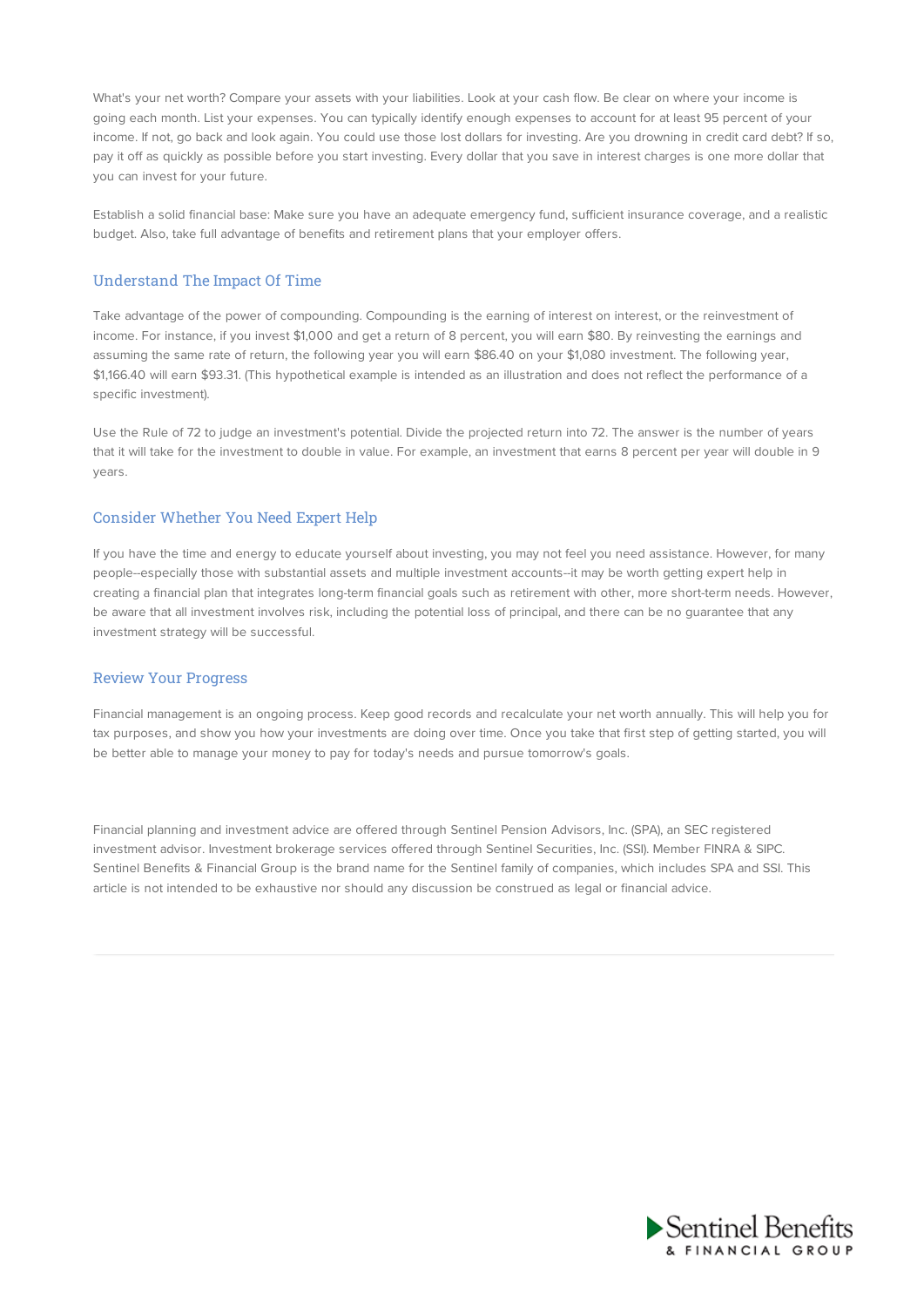What's your net worth? Compare your assets with your liabilities. Look at your cash flow. Be clear on where your income is going each month. List your expenses. You can typically identify enough expenses to account for at least 95 percent of your income. If not, go back and look again. You could use those lost dollars for investing. Are you drowning in credit card debt? If so, pay it off as quickly as possible before you start investing. Every dollar that you save in interest charges is one more dollar that you can invest for your future.

Establish a solid financial base: Make sure you have an adequate emergency fund, sufficient insurance coverage, and a realistic budget. Also, take full advantage of benefits and retirement plans that your employer offers.

## Understand The Impact Of Time

Take advantage of the power of compounding. Compounding is the earning of interest on interest, or the reinvestment of income. For instance, if you invest $1,000 and get a return of 8 percent, you will earn $80. By reinvesting the earnings and assuming the same rate of return, the following year you will earn $86.40 on your $1,080 investment. The following year, $1,166.40 will earn $93.31. (This hypothetical example is intended as an illustration and does not reflect the performance of a specific investment).

Use the Rule of 72 to judge an investment's potential. Divide the projected return into 72. The answer is the number of years that it will take for the investment to double in value. For example, an investment that earns 8 percent per year will double in 9 years.

## Consider Whether You Need Expert Help

If you have the time and energy to educate yourself about investing, you may not feel you need assistance. However, for many people--especially those with substantial assets and multiple investment accounts--it may be worth getting expert help in creating a financial plan that integrates long-term financial goals such as retirement with other, more short-term needs. However, be aware that all investment involves risk, including the potential loss of principal, and there can be no guarantee that any investment strategy will be successful.

## Review Your Progress

Financial management is an ongoing process. Keep good records and recalculate your net worth annually. This will help you for tax purposes, and show you how your investments are doing over time. Once you take that first step of getting started, you will be better able to manage your money to pay for today's needs and pursue tomorrow's goals.

Financial planning and investment advice are offered through Sentinel Pension Advisors, Inc. (SPA), an SEC registered investment advisor. Investment brokerage services offered through Sentinel Securities, Inc. (SSI). Member FINRA & SIPC. Sentinel Benefits & Financial Group is the brand name for the Sentinel family of companies, which includes SPA and SSI. This article is not intended to be exhaustive nor should any discussion be construed as legal or financial advice.

Sentinel Benefits
& FINANCIAL GROUP